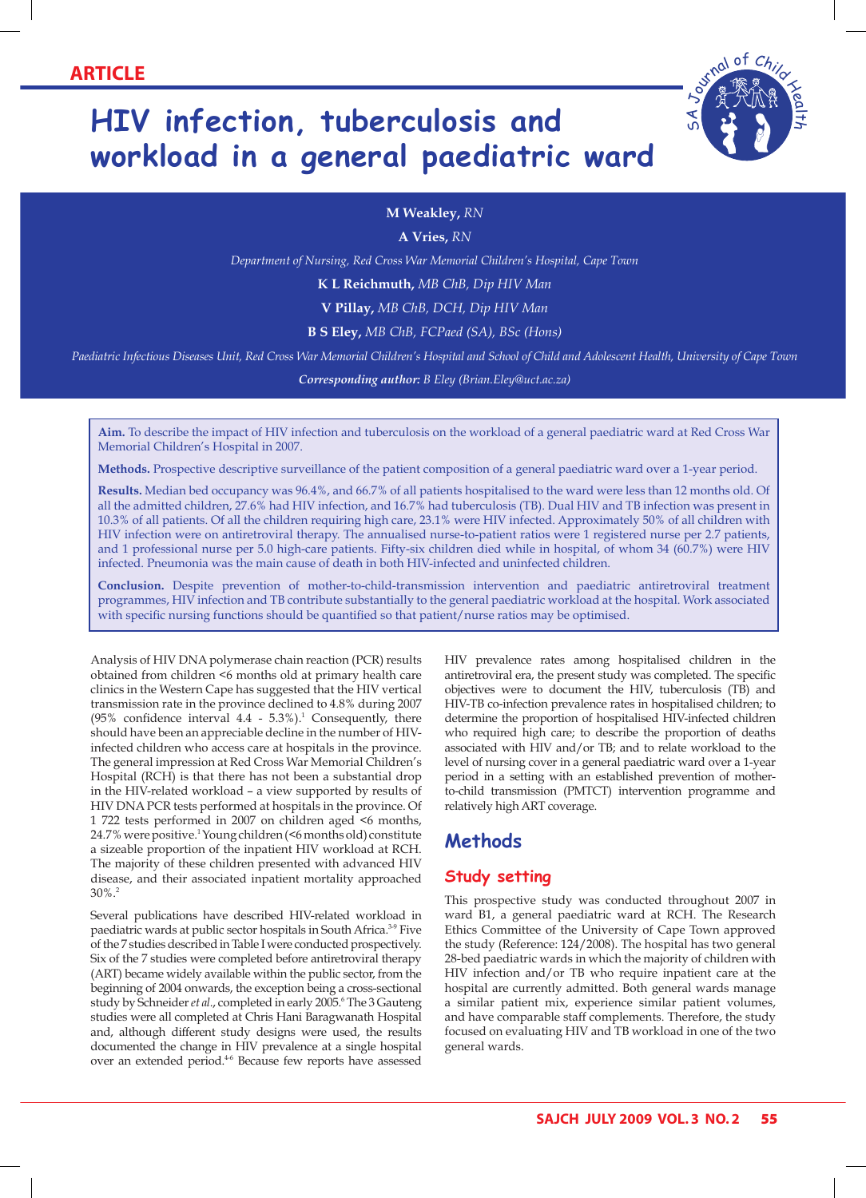ARTICLE

# HIV infection, tuberculosis and workload in a general paediatric ward

**M Weakley,** *RN*

**A Vries,** *RN*

*Department of Nursing, Red Cross War Memorial Children's Hospital, Cape Town*

**K L Reichmuth,** *MB ChB, Dip HIV Man*

**V Pillay,** *MB ChB, DCH, Dip HIV Man*

**B S Eley,** *MB ChB, FCPaed (SA), BSc (Hons)*

*Paediatric Infectious Diseases Unit, Red Cross War Memorial Children's Hospital and School of Child and Adolescent Health, University of Cape Town*

***Corresponding author:*** *B Eley (Brian.Eley@uct.ac.za)*

**Aim.** To describe the impact of HIV infection and tuberculosis on the workload of a general paediatric ward at Red Cross War Memorial Children's Hospital in 2007.

**Methods.** Prospective descriptive surveillance of the patient composition of a general paediatric ward over a 1-year period.

**Results.** Median bed occupancy was 96.4%, and 66.7% of all patients hospitalised to the ward were less than 12 months old. Of all the admitted children, 27.6% had HIV infection, and 16.7% had tuberculosis (TB). Dual HIV and TB infection was present in 10.3% of all patients. Of all the children requiring high care, 23.1% were HIV infected. Approximately 50% of all children with HIV infection were on antiretroviral therapy. The annualised nurse-to-patient ratios were 1 registered nurse per 2.7 patients, and 1 professional nurse per 5.0 high-care patients. Fifty-six children died while in hospital, of whom 34 (60.7%) were HIV infected. Pneumonia was the main cause of death in both HIV-infected and uninfected children.

**Conclusion.** Despite prevention of mother-to-child-transmission intervention and paediatric antiretroviral treatment programmes, HIV infection and TB contribute substantially to the general paediatric workload at the hospital. Work associated with specific nursing functions should be quantified so that patient/nurse ratios may be optimised.

Analysis of HIV DNA polymerase chain reaction (PCR) results obtained from children <6 months old at primary health care clinics in the Western Cape has suggested that the HIV vertical transmission rate in the province declined to 4.8% during 2007 (95% confidence interval 4.4 - 5.3%).[1] Consequently, there should have been an appreciable decline in the number of HIV-infected children who access care at hospitals in the province. The general impression at Red Cross War Memorial Children's Hospital (RCH) is that there has not been a substantial drop in the HIV-related workload – a view supported by results of HIV DNA PCR tests performed at hospitals in the province. Of 1 722 tests performed in 2007 on children aged <6 months, 24.7% were positive.[1] Young children (<6 months old) constitute a sizeable proportion of the inpatient HIV workload at RCH. The majority of these children presented with advanced HIV disease, and their associated inpatient mortality approached 30%.[2]

Several publications have described HIV-related workload in paediatric wards at public sector hospitals in South Africa.[3-9] Five of the 7 studies described in Table I were conducted prospectively. Six of the 7 studies were completed before antiretroviral therapy (ART) became widely available within the public sector, from the beginning of 2004 onwards, the exception being a cross-sectional study by Schneider *et al*., completed in early 2005.[6] The 3 Gauteng studies were all completed at Chris Hani Baragwanath Hospital and, although different study designs were used, the results documented the change in HIV prevalence at a single hospital over an extended period.[4-6] Because few reports have assessed HIV prevalence rates among hospitalised children in the antiretroviral era, the present study was completed. The specific objectives were to document the HIV, tuberculosis (TB) and HIV-TB co-infection prevalence rates in hospitalised children; to determine the proportion of hospitalised HIV-infected children who required high care; to describe the proportion of deaths associated with HIV and/or TB; and to relate workload to the level of nursing cover in a general paediatric ward over a 1-year period in a setting with an established prevention of mother-to-child transmission (PMTCT) intervention programme and relatively high ART coverage.

## Methods

### Study setting

This prospective study was conducted throughout 2007 in ward B1, a general paediatric ward at RCH. The Research Ethics Committee of the University of Cape Town approved the study (Reference: 124/2008). The hospital has two general 28-bed paediatric wards in which the majority of children with HIV infection and/or TB who require inpatient care at the hospital are currently admitted. Both general wards manage a similar patient mix, experience similar patient volumes, and have comparable staff complements. Therefore, the study focused on evaluating HIV and TB workload in one of the two general wards.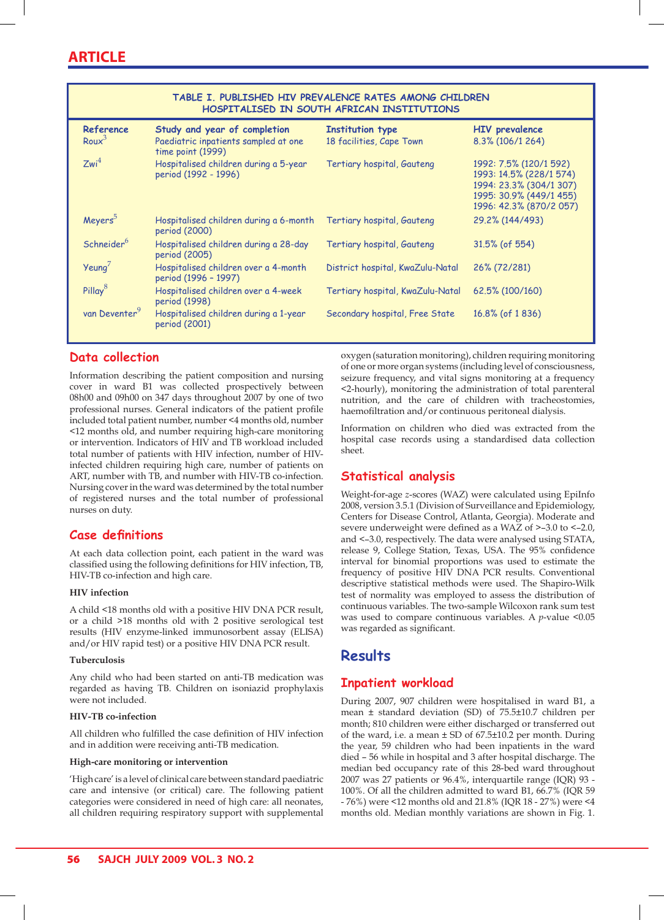**TABLE I. PUBLISHED HIV PREVALENCE RATES AMONG CHILDREN HOSPITALISED IN SOUTH AFRICAN INSTITUTIONS**

| Reference | Study and year of completion | Institution type | HIV prevalence |
|---|---|---|---|
| Roux[3] | Paediatric inpatients sampled at one time point (1999) | 18 facilities, Cape Town | 8.3% (106/1 264) |
| Zwi[4] | Hospitalised children during a 5-year period (1992 - 1996) | Tertiary hospital, Gauteng | 1992: 7.5% (120/1 592)<br>1993: 14.5% (228/1 574)<br>1994: 23.3% (304/1 307)<br>1995: 30.9% (449/1 455)<br>1996: 42.3% (870/2 057) |
| Meyers[5] | Hospitalised children during a 6-month period (2000) | Tertiary hospital, Gauteng | 29.2% (144/493) |
| Schneider[6] | Hospitalised children during a 28-day period (2005) | Tertiary hospital, Gauteng | 31.5% (of 554) |
| Yeung[7] | Hospitalised children over a 4-month period (1996 - 1997) | District hospital, KwaZulu-Natal | 26% (72/281) |
| Pillay[8] | Hospitalised children over a 4-week period (1998) | Tertiary hospital, KwaZulu-Natal | 62.5% (100/160) |
| van Deventer[9] | Hospitalised children during a 1-year period (2001) | Secondary hospital, Free State | 16.8% (of 1 836) |

## Data collection

Information describing the patient composition and nursing cover in ward B1 was collected prospectively between 08h00 and 09h00 on 347 days throughout 2007 by one of two professional nurses. General indicators of the patient profile included total patient number, number <4 months old, number <12 months old, and number requiring high-care monitoring or intervention. Indicators of HIV and TB workload included total number of patients with HIV infection, number of HIV-infected children requiring high care, number of patients on ART, number with TB, and number with HIV-TB co-infection. Nursing cover in the ward was determined by the total number of registered nurses and the total number of professional nurses on duty.

## Case definitions

At each data collection point, each patient in the ward was classified using the following definitions for HIV infection, TB, HIV-TB co-infection and high care.

### HIV infection

A child <18 months old with a positive HIV DNA PCR result, or a child >18 months old with 2 positive serological test results (HIV enzyme-linked immunosorbent assay (ELISA) and/or HIV rapid test) or a positive HIV DNA PCR result.

### Tuberculosis

Any child who had been started on anti-TB medication was regarded as having TB. Children on isoniazid prophylaxis were not included.

### HIV-TB co-infection

All children who fulfilled the case definition of HIV infection and in addition were receiving anti-TB medication.

### High-care monitoring or intervention

'High care' is a level of clinical care between standard paediatric care and intensive (or critical) care. The following patient categories were considered in need of high care: all neonates, all children requiring respiratory support with supplemental oxygen (saturation monitoring), children requiring monitoring of one or more organ systems (including level of consciousness, seizure frequency, and vital signs monitoring at a frequency <2-hourly), monitoring the administration of total parenteral nutrition, and the care of children with tracheostomies, haemofiltration and/or continuous peritoneal dialysis.

Information on children who died was extracted from the hospital case records using a standardised data collection sheet.

## Statistical analysis

Weight-for-age *z*-scores (WAZ) were calculated using EpiInfo 2008, version 3.5.1 (Division of Surveillance and Epidemiology, Centers for Disease Control, Atlanta, Georgia). Moderate and severe underweight were defined as a WAZ of >–3.0 to <–2.0, and <–3.0, respectively. The data were analysed using STATA, release 9, College Station, Texas, USA. The 95% confidence interval for binomial proportions was used to estimate the frequency of positive HIV DNA PCR results. Conventional descriptive statistical methods were used. The Shapiro-Wilk test of normality was employed to assess the distribution of continuous variables. The two-sample Wilcoxon rank sum test was used to compare continuous variables. A $p$-value <0.05 was regarded as significant.

# Results

## Inpatient workload

During 2007, 907 children were hospitalised in ward B1, a mean ± standard deviation (SD) of 75.5±10.7 children per month; 810 children were either discharged or transferred out of the ward, i.e. a mean ± SD of 67.5±10.2 per month. During the year, 59 children who had been inpatients in the ward died – 56 while in hospital and 3 after hospital discharge. The median bed occupancy rate of this 28-bed ward throughout 2007 was 27 patients or 96.4%, interquartile range (IQR) 93 - 100%. Of all the children admitted to ward B1, 66.7% (IQR 59 - 76%) were <12 months old and 21.8% (IQR 18 - 27%) were <4 months old. Median monthly variations are shown in Fig. 1.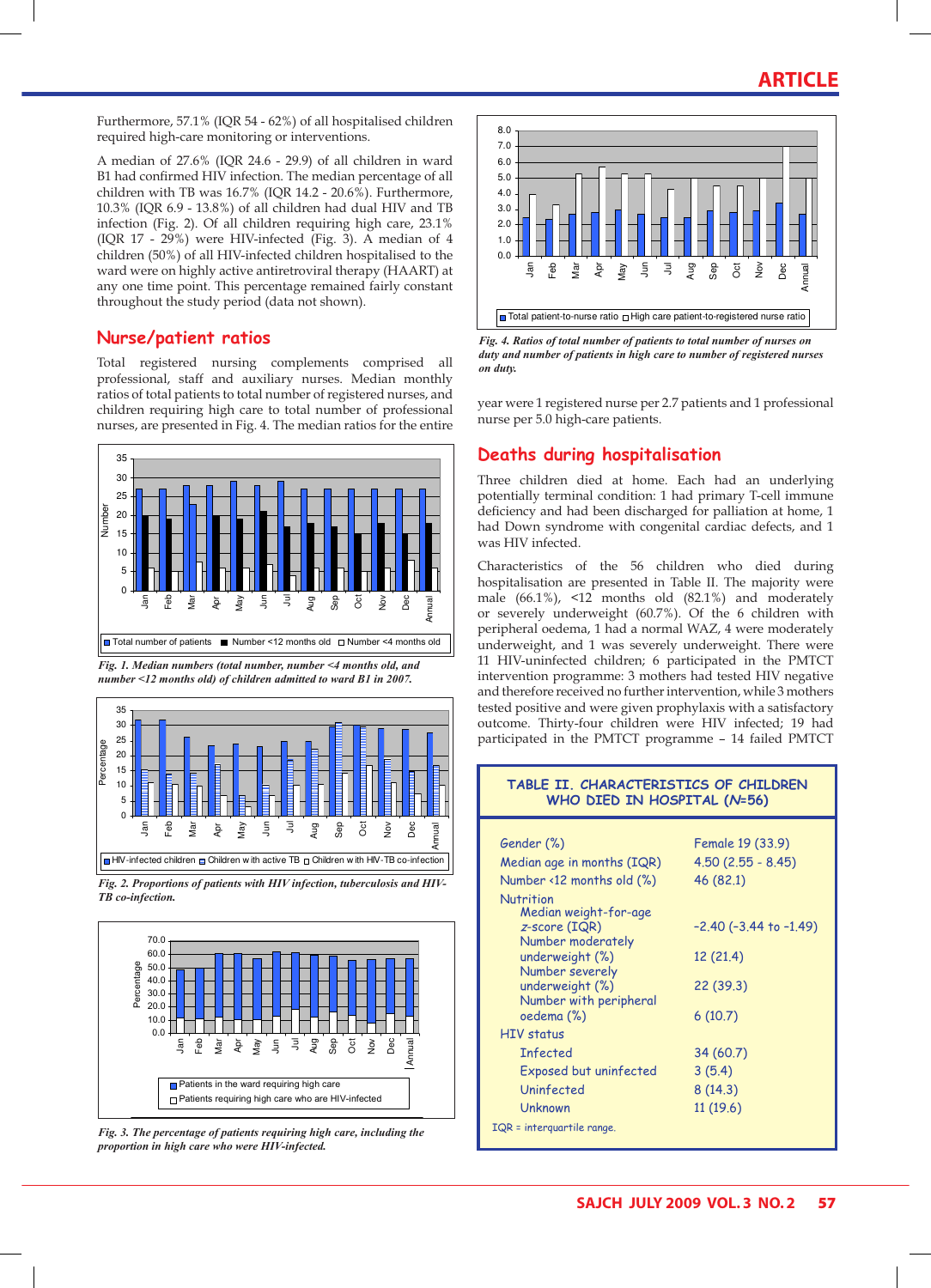Furthermore, 57.1% (IQR 54 - 62%) of all hospitalised children required high-care monitoring or interventions.

A median of 27.6% (IQR 24.6 - 29.9) of all children in ward B1 had confirmed HIV infection. The median percentage of all children with TB was 16.7% (IQR 14.2 - 20.6%). Furthermore, 10.3% (IQR 6.9 - 13.8%) of all children had dual HIV and TB infection (Fig. 2). Of all children requiring high care, 23.1% (IQR 17 - 29%) were HIV-infected (Fig. 3). A median of 4 children (50%) of all HIV-infected children hospitalised to the ward were on highly active antiretroviral therapy (HAART) at any one time point. This percentage remained fairly constant throughout the study period (data not shown).

## Nurse/patient ratios

Total registered nursing complements comprised all professional, staff and auxiliary nurses. Median monthly ratios of total patients to total number of registered nurses, and children requiring high care to total number of professional nurses, are presented in Fig. 4. The median ratios for the entire year were 1 registered nurse per 2.7 patients and 1 professional nurse per 5.0 high-care patients.

*Fig. 1. Median numbers (total number, number <4 months old, and number <12 months old) of children admitted to ward B1 in 2007.*

*Fig. 2. Proportions of patients with HIV infection, tuberculosis and HIV-TB co-infection.*

*Fig. 3. The percentage of patients requiring high care, including the proportion in high care who were HIV-infected.*

*Fig. 4. Ratios of total number of patients to total number of nurses on duty and number of patients in high care to number of registered nurses on duty.*

## Deaths during hospitalisation

Three children died at home. Each had an underlying potentially terminal condition: 1 had primary T-cell immune deficiency and had been discharged for palliation at home, 1 had Down syndrome with congenital cardiac defects, and 1 was HIV infected.

Characteristics of the 56 children who died during hospitalisation are presented in Table II. The majority were male (66.1%), <12 months old (82.1%) and moderately or severely underweight (60.7%). Of the 6 children with peripheral oedema, 1 had a normal WAZ, 4 were moderately underweight, and 1 was severely underweight. There were 11 HIV-uninfected children; 6 participated in the PMTCT intervention programme: 3 mothers had tested HIV negative and therefore received no further intervention, while 3 mothers tested positive and were given prophylaxis with a satisfactory outcome. Thirty-four children were HIV infected; 19 had participated in the PMTCT programme – 14 failed PMTCT

**TABLE II. CHARACTERISTICS OF CHILDREN WHO DIED IN HOSPITAL (*N*=56)**

| | |
|---|---|
| Gender (%) | Female 19 (33.9) |
| Median age in months (IQR) | 4.50 (2.55 - 8.45) |
| Number <12 months old (%) | 46 (82.1) |
| Nutrition | |
| Median weight-for-age *z*-score (IQR) | –2.40 (–3.44 to –1.49) |
| Number moderately underweight (%) | 12 (21.4) |
| Number severely underweight (%) | 22 (39.3) |
| Number with peripheral oedema (%) | 6 (10.7) |
| HIV status | |
| Infected | 34 (60.7) |
| Exposed but uninfected | 3 (5.4) |
| Uninfected | 8 (14.3) |
| Unknown | 11 (19.6) |

IQR = interquartile range.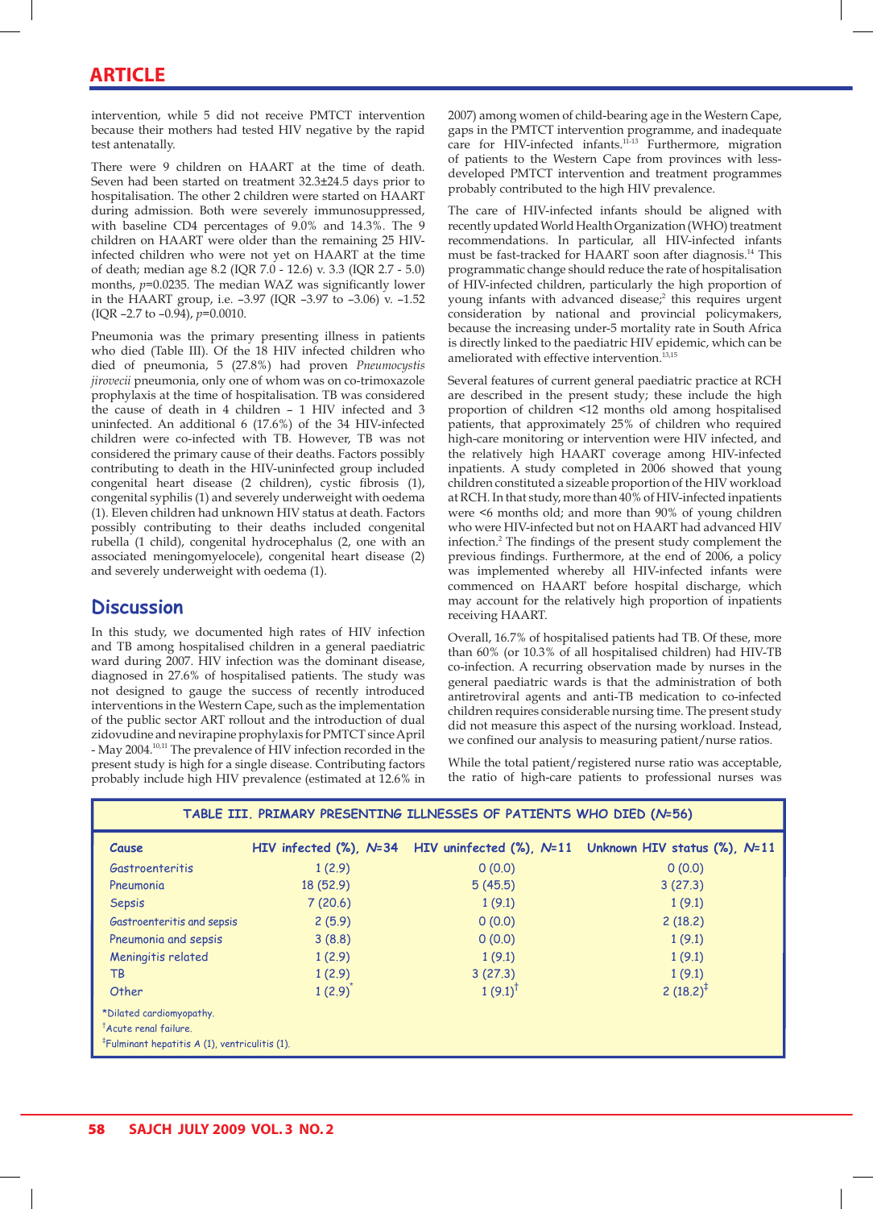intervention, while 5 did not receive PMTCT intervention because their mothers had tested HIV negative by the rapid test antenatally.

There were 9 children on HAART at the time of death. Seven had been started on treatment 32.3±24.5 days prior to hospitalisation. The other 2 children were started on HAART during admission. Both were severely immunosuppressed, with baseline CD4 percentages of 9.0% and 14.3%. The 9 children on HAART were older than the remaining 25 HIV-infected children who were not yet on HAART at the time of death; median age 8.2 (IQR 7.0 - 12.6) v. 3.3 (IQR 2.7 - 5.0) months, $p$=0.0235. The median WAZ was significantly lower in the HAART group, i.e. –3.97 (IQR –3.97 to –3.06) v. –1.52 (IQR –2.7 to –0.94), $p$=0.0010.

Pneumonia was the primary presenting illness in patients who died (Table III). Of the 18 HIV infected children who died of pneumonia, 5 (27.8%) had proven *Pneumocystis jirovecii* pneumonia, only one of whom was on co-trimoxazole prophylaxis at the time of hospitalisation. TB was considered the cause of death in 4 children – 1 HIV infected and 3 uninfected. An additional 6 (17.6%) of the 34 HIV-infected children were co-infected with TB. However, TB was not considered the primary cause of their deaths. Factors possibly contributing to death in the HIV-uninfected group included congenital heart disease (2 children), cystic fibrosis (1), congenital syphilis (1) and severely underweight with oedema (1). Eleven children had unknown HIV status at death. Factors possibly contributing to their deaths included congenital rubella (1 child), congenital hydrocephalus (2, one with an associated meningomyelocele), congenital heart disease (2) and severely underweight with oedema (1).

## Discussion

In this study, we documented high rates of HIV infection and TB among hospitalised children in a general paediatric ward during 2007. HIV infection was the dominant disease, diagnosed in 27.6% of hospitalised patients. The study was not designed to gauge the success of recently introduced interventions in the Western Cape, such as the implementation of the public sector ART rollout and the introduction of dual zidovudine and nevirapine prophylaxis for PMTCT since April - May 2004.[10,11] The prevalence of HIV infection recorded in the present study is high for a single disease. Contributing factors probably include high HIV prevalence (estimated at 12.6% in 2007) among women of child-bearing age in the Western Cape, gaps in the PMTCT intervention programme, and inadequate care for HIV-infected infants.[11-13] Furthermore, migration of patients to the Western Cape from provinces with less-developed PMTCT intervention and treatment programmes probably contributed to the high HIV prevalence.

The care of HIV-infected infants should be aligned with recently updated World Health Organization (WHO) treatment recommendations. In particular, all HIV-infected infants must be fast-tracked for HAART soon after diagnosis.[14] This programmatic change should reduce the rate of hospitalisation of HIV-infected children, particularly the high proportion of young infants with advanced disease;[2] this requires urgent consideration by national and provincial policymakers, because the increasing under-5 mortality rate in South Africa is directly linked to the paediatric HIV epidemic, which can be ameliorated with effective intervention.[13,15]

Several features of current general paediatric practice at RCH are described in the present study; these include the high proportion of children <12 months old among hospitalised patients, that approximately 25% of children who required high-care monitoring or intervention were HIV infected, and the relatively high HAART coverage among HIV-infected inpatients. A study completed in 2006 showed that young children constituted a sizeable proportion of the HIV workload at RCH. In that study, more than 40% of HIV-infected inpatients were <6 months old; and more than 90% of young children who were HIV-infected but not on HAART had advanced HIV infection.[2] The findings of the present study complement the previous findings. Furthermore, at the end of 2006, a policy was implemented whereby all HIV-infected infants were commenced on HAART before hospital discharge, which may account for the relatively high proportion of inpatients receiving HAART.

Overall, 16.7% of hospitalised patients had TB. Of these, more than 60% (or 10.3% of all hospitalised children) had HIV-TB co-infection. A recurring observation made by nurses in the general paediatric wards is that the administration of both antiretroviral agents and anti-TB medication to co-infected children requires considerable nursing time. The present study did not measure this aspect of the nursing workload. Instead, we confined our analysis to measuring patient/nurse ratios.

While the total patient/registered nurse ratio was acceptable, the ratio of high-care patients to professional nurses was

**TABLE III. PRIMARY PRESENTING ILLNESSES OF PATIENTS WHO DIED ($N$=56)**

| Cause | HIV infected (%), $N$=34 | HIV uninfected (%), $N$=11 | Unknown HIV status (%), $N$=11 |
|---|---|---|---|
| Gastroenteritis | 1 (2.9) | 0 (0.0) | 0 (0.0) |
| Pneumonia | 18 (52.9) | 5 (45.5) | 3 (27.3) |
| Sepsis | 7 (20.6) | 1 (9.1) | 1 (9.1) |
| Gastroenteritis and sepsis | 2 (5.9) | 0 (0.0) | 2 (18.2) |
| Pneumonia and sepsis | 3 (8.8) | 0 (0.0) | 1 (9.1) |
| Meningitis related | 1 (2.9) | 1 (9.1) | 1 (9.1) |
| TB | 1 (2.9) | 3 (27.3) | 1 (9.1) |
| Other | 1 (2.9)* | 1 (9.1)† | 2 (18.2)‡ |

*Dilated cardiomyopathy.
†Acute renal failure.
‡Fulminant hepatitis A (1), ventriculitis (1).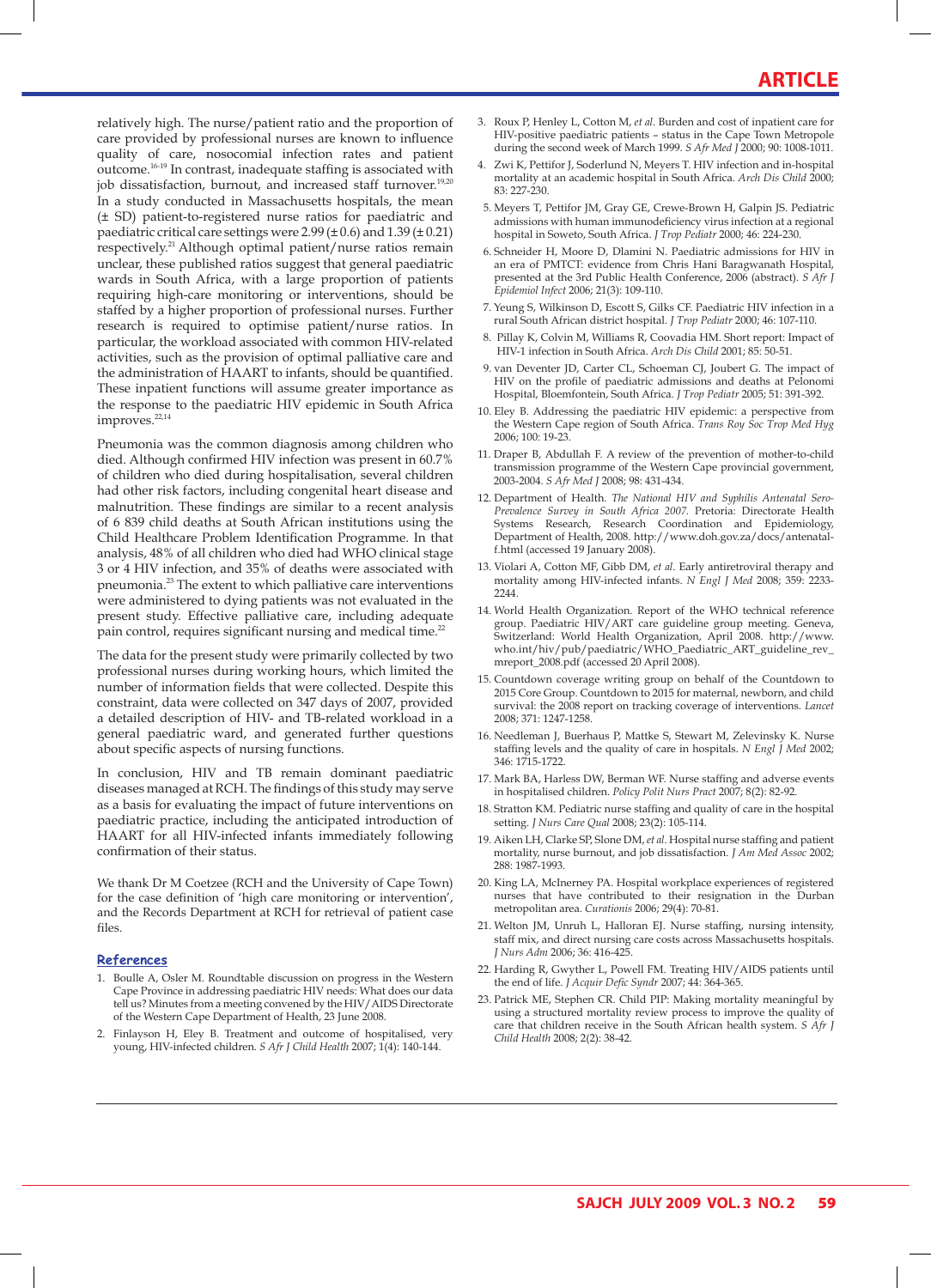relatively high. The nurse/patient ratio and the proportion of care provided by professional nurses are known to influence quality of care, nosocomial infection rates and patient outcome.[16-19] In contrast, inadequate staffing is associated with job dissatisfaction, burnout, and increased staff turnover.[19,20] In a study conducted in Massachusetts hospitals, the mean (± SD) patient-to-registered nurse ratios for paediatric and paediatric critical care settings were 2.99 (± 0.6) and 1.39 (± 0.21) respectively.[21] Although optimal patient/nurse ratios remain unclear, these published ratios suggest that general paediatric wards in South Africa, with a large proportion of patients requiring high-care monitoring or interventions, should be staffed by a higher proportion of professional nurses. Further research is required to optimise patient/nurse ratios. In particular, the workload associated with common HIV-related activities, such as the provision of optimal palliative care and the administration of HAART to infants, should be quantified. These inpatient functions will assume greater importance as the response to the paediatric HIV epidemic in South Africa improves.[22,14]

Pneumonia was the common diagnosis among children who died. Although confirmed HIV infection was present in 60.7% of children who died during hospitalisation, several children had other risk factors, including congenital heart disease and malnutrition. These findings are similar to a recent analysis of 6 839 child deaths at South African institutions using the Child Healthcare Problem Identification Programme. In that analysis, 48% of all children who died had WHO clinical stage 3 or 4 HIV infection, and 35% of deaths were associated with pneumonia.[23] The extent to which palliative care interventions were administered to dying patients was not evaluated in the present study. Effective palliative care, including adequate pain control, requires significant nursing and medical time.[22]

The data for the present study were primarily collected by two professional nurses during working hours, which limited the number of information fields that were collected. Despite this constraint, data were collected on 347 days of 2007, provided a detailed description of HIV- and TB-related workload in a general paediatric ward, and generated further questions about specific aspects of nursing functions.

In conclusion, HIV and TB remain dominant paediatric diseases managed at RCH. The findings of this study may serve as a basis for evaluating the impact of future interventions on paediatric practice, including the anticipated introduction of HAART for all HIV-infected infants immediately following confirmation of their status.

We thank Dr M Coetzee (RCH and the University of Cape Town) for the case definition of 'high care monitoring or intervention', and the Records Department at RCH for retrieval of patient case files.

## References

1. Boulle A, Osler M. Roundtable discussion on progress in the Western Cape Province in addressing paediatric HIV needs: What does our data tell us? Minutes from a meeting convened by the HIV/AIDS Directorate of the Western Cape Department of Health, 23 June 2008.
2. Finlayson H, Eley B. Treatment and outcome of hospitalised, very young, HIV-infected children. *S Afr J Child Health* 2007; 1(4): 140-144.
3. Roux P, Henley L, Cotton M, *et al*. Burden and cost of inpatient care for HIV-positive paediatric patients – status in the Cape Town Metropole during the second week of March 1999. *S Afr Med J* 2000; 90: 1008-1011.
4. Zwi K, Pettifor J, Soderlund N, Meyers T. HIV infection and in-hospital mortality at an academic hospital in South Africa. *Arch Dis Child* 2000; 83: 227-230.
5. Meyers T, Pettifor JM, Gray GE, Crewe-Brown H, Galpin JS. Pediatric admissions with human immunodeficiency virus infection at a regional hospital in Soweto, South Africa. *J Trop Pediatr* 2000; 46: 224-230.
6. Schneider H, Moore D, Dlamini N. Paediatric admissions for HIV in an era of PMTCT: evidence from Chris Hani Baragwanath Hospital, presented at the 3rd Public Health Conference, 2006 (abstract). *S Afr J Epidemiol Infect* 2006; 21(3): 109-110.
7. Yeung S, Wilkinson D, Escott S, Gilks CF. Paediatric HIV infection in a rural South African district hospital. *J Trop Pediatr* 2000; 46: 107-110.
8. Pillay K, Colvin M, Williams R, Coovadia HM. Short report: Impact of HIV-1 infection in South Africa. *Arch Dis Child* 2001; 85: 50-51.
9. van Deventer JD, Carter CL, Schoeman CJ, Joubert G. The impact of HIV on the profile of paediatric admissions and deaths at Pelonomi Hospital, Bloemfontein, South Africa. *J Trop Pediatr* 2005; 51: 391-392.
10. Eley B. Addressing the paediatric HIV epidemic: a perspective from the Western Cape region of South Africa. *Trans Roy Soc Trop Med Hyg* 2006; 100: 19-23.
11. Draper B, Abdullah F. A review of the prevention of mother-to-child transmission programme of the Western Cape provincial government, 2003-2004. *S Afr Med J* 2008; 98: 431-434.
12. Department of Health. *The National HIV and Syphilis Antenatal Sero-Prevalence Survey in South Africa 2007*. Pretoria: Directorate Health Systems Research, Research Coordination and Epidemiology, Department of Health, 2008. http://www.doh.gov.za/docs/antenatal-f.html (accessed 19 January 2008).
13. Violari A, Cotton MF, Gibb DM, *et al*. Early antiretroviral therapy and mortality among HIV-infected infants. *N Engl J Med* 2008; 359: 2233-2244.
14. World Health Organization. Report of the WHO technical reference group. Paediatric HIV/ART care guideline group meeting. Geneva, Switzerland: World Health Organization, April 2008. http://www.who.int/hiv/pub/paediatric/WHO_Paediatric_ART_guideline_rev_mreport_2008.pdf (accessed 20 April 2008).
15. Countdown coverage writing group on behalf of the Countdown to 2015 Core Group. Countdown to 2015 for maternal, newborn, and child survival: the 2008 report on tracking coverage of interventions. *Lancet* 2008; 371: 1247-1258.
16. Needleman J, Buerhaus P, Mattke S, Stewart M, Zelevinsky K. Nurse staffing levels and the quality of care in hospitals. *N Engl J Med* 2002; 346: 1715-1722.
17. Mark BA, Harless DW, Berman WF. Nurse staffing and adverse events in hospitalised children. *Policy Polit Nurs Pract* 2007; 8(2): 82-92.
18. Stratton KM. Pediatric nurse staffing and quality of care in the hospital setting. *J Nurs Care Qual* 2008; 23(2): 105-114.
19. Aiken LH, Clarke SP, Slone DM, *et al*. Hospital nurse staffing and patient mortality, nurse burnout, and job dissatisfaction. *J Am Med Assoc* 2002; 288: 1987-1993.
20. King LA, McInerney PA. Hospital workplace experiences of registered nurses that have contributed to their resignation in the Durban metropolitan area. *Curationis* 2006; 29(4): 70-81.
21. Welton JM, Unruh L, Halloran EJ. Nurse staffing, nursing intensity, staff mix, and direct nursing care costs across Massachusetts hospitals. *J Nurs Adm* 2006; 36: 416-425.
22. Harding R, Gwyther L, Powell FM. Treating HIV/AIDS patients until the end of life. *J Acquir Defic Syndr* 2007; 44: 364-365.
23. Patrick ME, Stephen CR. Child PIP: Making mortality meaningful by using a structured mortality review process to improve the quality of care that children receive in the South African health system. *S Afr J Child Health* 2008; 2(2): 38-42.